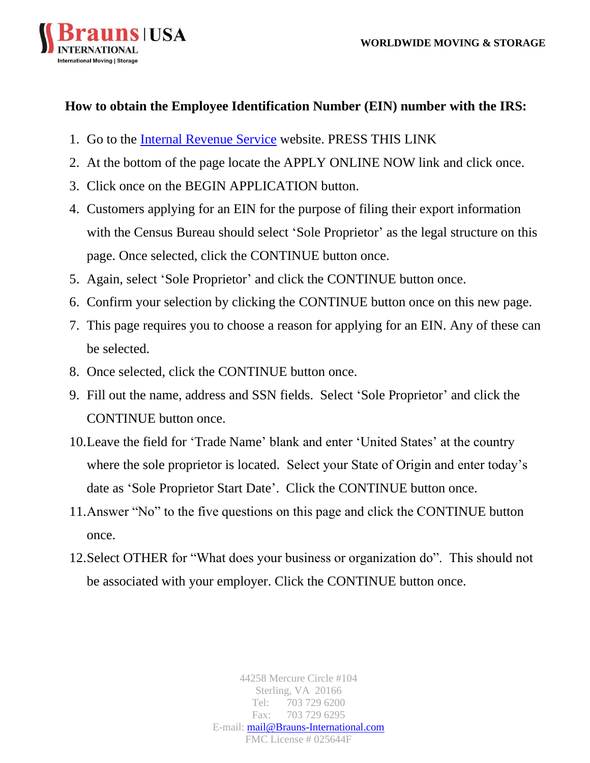**Brauns | USA INTERNATIONAL**
International Moving | Storage

**WORLDWIDE MOVING & STORAGE**

## How to obtain the Employee Identification Number (EIN) number with the IRS:

1. Go to the [Internal Revenue Service]() website. PRESS THIS LINK
2. At the bottom of the page locate the APPLY ONLINE NOW link and click once.
3. Click once on the BEGIN APPLICATION button.
4. Customers applying for an EIN for the purpose of filing their export information with the Census Bureau should select 'Sole Proprietor' as the legal structure on this page. Once selected, click the CONTINUE button once.
5. Again, select 'Sole Proprietor' and click the CONTINUE button once.
6. Confirm your selection by clicking the CONTINUE button once on this new page.
7. This page requires you to choose a reason for applying for an EIN. Any of these can be selected.
8. Once selected, click the CONTINUE button once.
9. Fill out the name, address and SSN fields. Select 'Sole Proprietor' and click the CONTINUE button once.
10. Leave the field for 'Trade Name' blank and enter 'United States' at the country where the sole proprietor is located. Select your State of Origin and enter today's date as 'Sole Proprietor Start Date'. Click the CONTINUE button once.
11. Answer "No" to the five questions on this page and click the CONTINUE button once.
12. Select OTHER for "What does your business or organization do". This should not be associated with your employer. Click the CONTINUE button once.

44258 Mercure Circle #104
Sterling, VA 20166
Tel: 703 729 6200
Fax: 703 729 6295
E-mail: mail@Brauns-International.com
FMC License # 025644F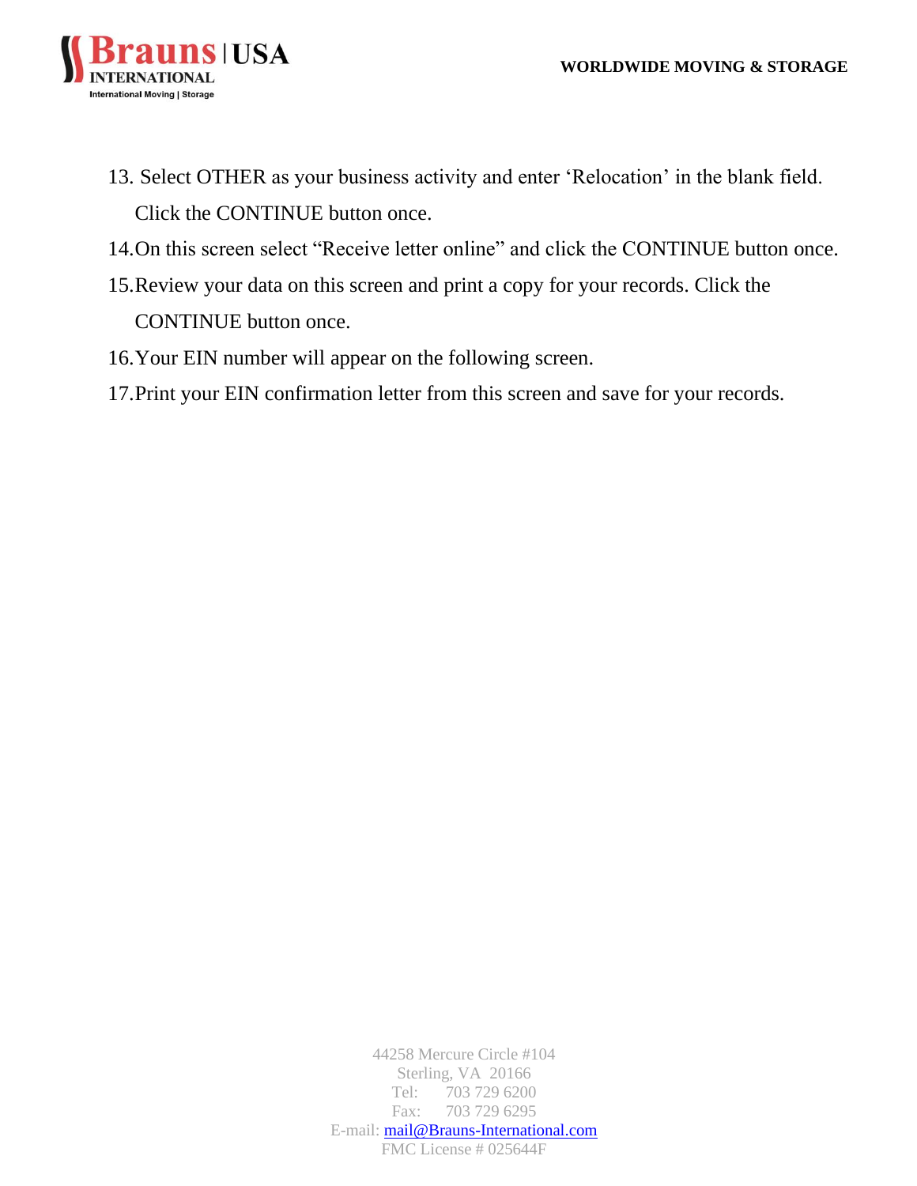13. Select OTHER as your business activity and enter 'Relocation' in the blank field. Click the CONTINUE button once.
14. On this screen select "Receive letter online" and click the CONTINUE button once.
15. Review your data on this screen and print a copy for your records. Click the CONTINUE button once.
16. Your EIN number will appear on the following screen.
17. Print your EIN confirmation letter from this screen and save for your records.